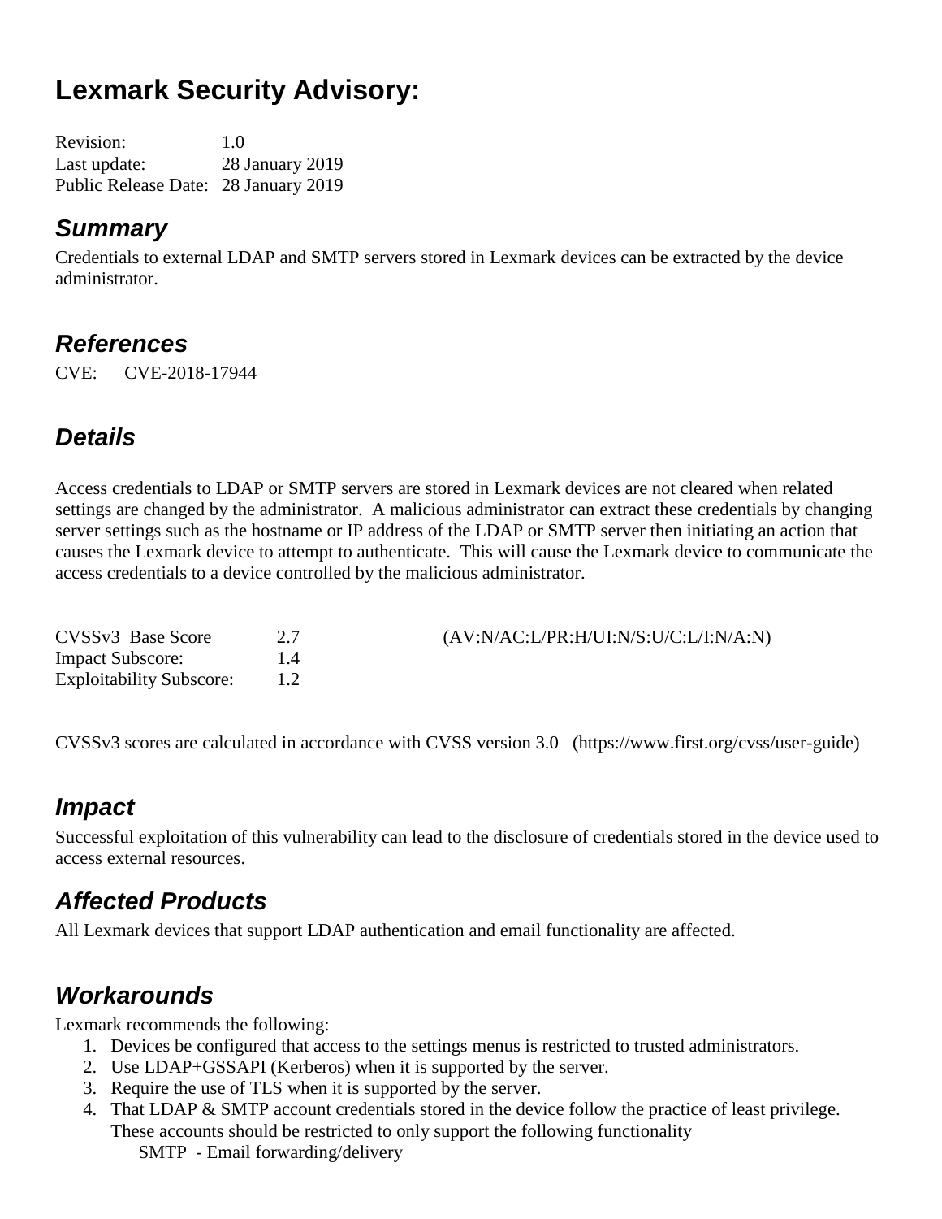# Lexmark Security Advisory:

| | |
|---|---|
| Revision: | 1.0 |
| Last update: | 28 January 2019 |
| Public Release Date: | 28 January 2019 |

## *Summary*

Credentials to external LDAP and SMTP servers stored in Lexmark devices can be extracted by the device administrator.

## *References*

CVE: CVE-2018-17944

## *Details*

Access credentials to LDAP or SMTP servers are stored in Lexmark devices are not cleared when related settings are changed by the administrator. A malicious administrator can extract these credentials by changing server settings such as the hostname or IP address of the LDAP or SMTP server then initiating an action that causes the Lexmark device to attempt to authenticate. This will cause the Lexmark device to communicate the access credentials to a device controlled by the malicious administrator.

| | | |
|---|---|---|
| CVSSv3 Base Score | 2.7 | (AV:N/AC:L/PR:H/UI:N/S:U/C:L/I:N/A:N) |
| Impact Subscore: | 1.4 | |
| Exploitability Subscore: | 1.2 | |

CVSSv3 scores are calculated in accordance with CVSS version 3.0 (https://www.first.org/cvss/user-guide)

## *Impact*

Successful exploitation of this vulnerability can lead to the disclosure of credentials stored in the device used to access external resources.

## *Affected Products*

All Lexmark devices that support LDAP authentication and email functionality are affected.

## *Workarounds*

Lexmark recommends the following:

1. Devices be configured that access to the settings menus is restricted to trusted administrators.
2. Use LDAP+GSSAPI (Kerberos) when it is supported by the server.
3. Require the use of TLS when it is supported by the server.
4. That LDAP & SMTP account credentials stored in the device follow the practice of least privilege. These accounts should be restricted to only support the following functionality
   - SMTP - Email forwarding/delivery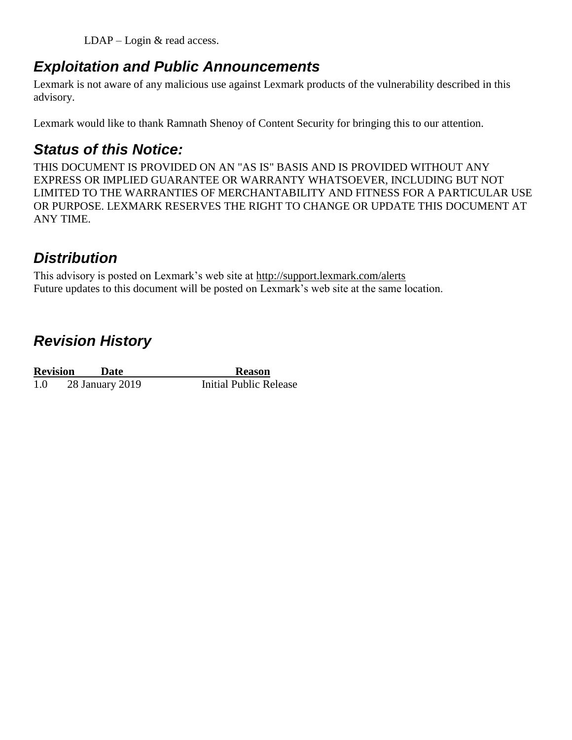LDAP – Login & read access.

## Exploitation and Public Announcements

Lexmark is not aware of any malicious use against Lexmark products of the vulnerability described in this advisory.

Lexmark would like to thank Ramnath Shenoy of Content Security for bringing this to our attention.

## Status of this Notice:

THIS DOCUMENT IS PROVIDED ON AN "AS IS" BASIS AND IS PROVIDED WITHOUT ANY EXPRESS OR IMPLIED GUARANTEE OR WARRANTY WHATSOEVER, INCLUDING BUT NOT LIMITED TO THE WARRANTIES OF MERCHANTABILITY AND FITNESS FOR A PARTICULAR USE OR PURPOSE. LEXMARK RESERVES THE RIGHT TO CHANGE OR UPDATE THIS DOCUMENT AT ANY TIME.

## Distribution

This advisory is posted on Lexmark's web site at http://support.lexmark.com/alerts
Future updates to this document will be posted on Lexmark's web site at the same location.

## Revision History

| Revision | Date | Reason |
|---|---|---|
| 1.0 | 28 January 2019 | Initial Public Release |